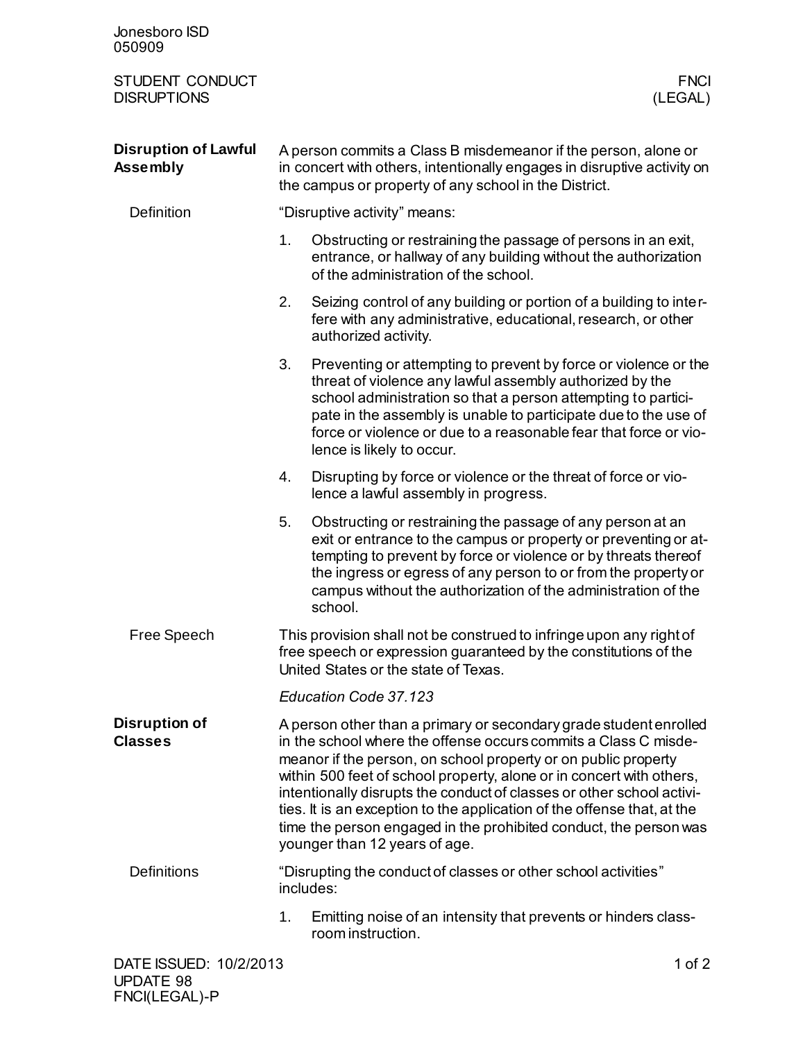Jonesboro ISD
050909

STUDENT CONDUCT
DISRUPTIONS

FNCI
(LEGAL)

## Disruption of Lawful Assembly

A person commits a Class B misdemeanor if the person, alone or in concert with others, intentionally engages in disruptive activity on the campus or property of any school in the District.

### Definition

"Disruptive activity" means:

1. Obstructing or restraining the passage of persons in an exit, entrance, or hallway of any building without the authorization of the administration of the school.
2. Seizing control of any building or portion of a building to interfere with any administrative, educational, research, or other authorized activity.
3. Preventing or attempting to prevent by force or violence or the threat of violence any lawful assembly authorized by the school administration so that a person attempting to participate in the assembly is unable to participate due to the use of force or violence or due to a reasonable fear that force or violence is likely to occur.
4. Disrupting by force or violence or the threat of force or violence a lawful assembly in progress.
5. Obstructing or restraining the passage of any person at an exit or entrance to the campus or property or preventing or attempting to prevent by force or violence or by threats thereof the ingress or egress of any person to or from the property or campus without the authorization of the administration of the school.

### Free Speech

This provision shall not be construed to infringe upon any right of free speech or expression guaranteed by the constitutions of the United States or the state of Texas.

*Education Code 37.123*

## Disruption of Classes

A person other than a primary or secondary grade student enrolled in the school where the offense occurs commits a Class C misdemeanor if the person, on school property or on public property within 500 feet of school property, alone or in concert with others, intentionally disrupts the conduct of classes or other school activities. It is an exception to the application of the offense that, at the time the person engaged in the prohibited conduct, the person was younger than 12 years of age.

### Definitions

"Disrupting the conduct of classes or other school activities" includes:

1. Emitting noise of an intensity that prevents or hinders classroom instruction.

DATE ISSUED: 10/2/2013
UPDATE 98
FNCI(LEGAL)-P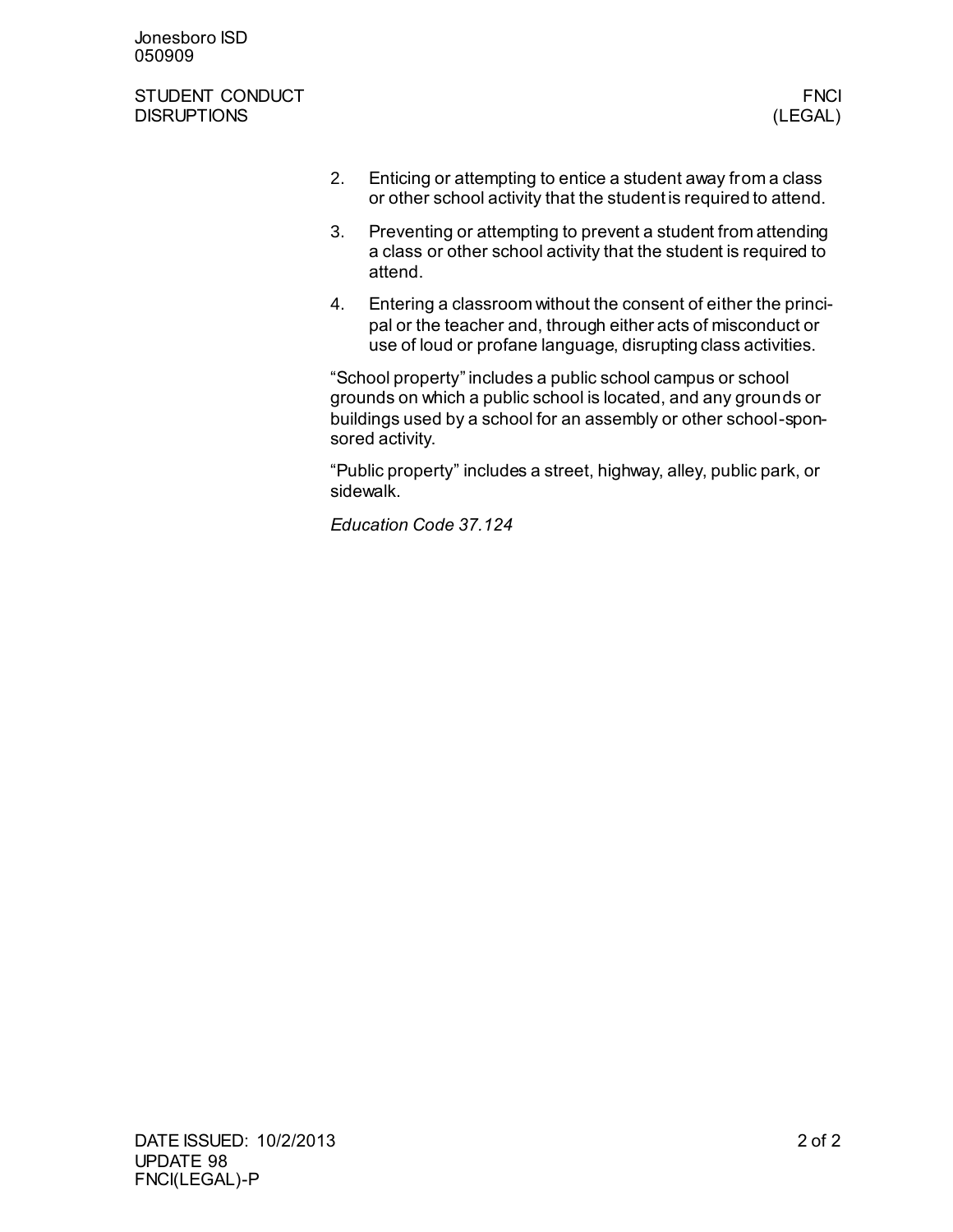2. Enticing or attempting to entice a student away from a class or other school activity that the student is required to attend.
3. Preventing or attempting to prevent a student from attending a class or other school activity that the student is required to attend.
4. Entering a classroom without the consent of either the principal or the teacher and, through either acts of misconduct or use of loud or profane language, disrupting class activities.

"School property" includes a public school campus or school grounds on which a public school is located, and any grounds or buildings used by a school for an assembly or other school-sponsored activity.

"Public property" includes a street, highway, alley, public park, or sidewalk.

*Education Code 37.124*